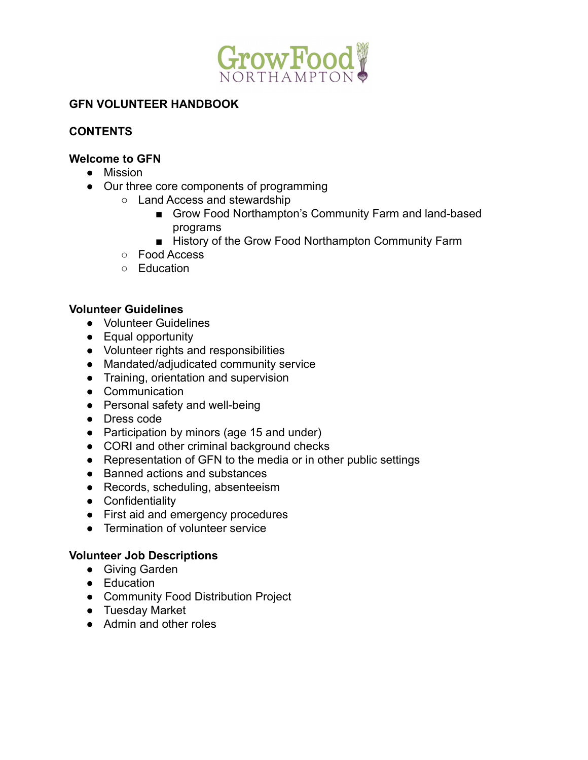# GFN VOLUNTEER HANDBOOK

## CONTENTS

### Welcome to GFN

- Mission
- Our three core components of programming
  - Land Access and stewardship
    - Grow Food Northampton's Community Farm and land-based programs
    - History of the Grow Food Northampton Community Farm
  - Food Access
  - Education

### Volunteer Guidelines

- Volunteer Guidelines
- Equal opportunity
- Volunteer rights and responsibilities
- Mandated/adjudicated community service
- Training, orientation and supervision
- Communication
- Personal safety and well-being
- Dress code
- Participation by minors (age 15 and under)
- CORI and other criminal background checks
- Representation of GFN to the media or in other public settings
- Banned actions and substances
- Records, scheduling, absenteeism
- Confidentiality
- First aid and emergency procedures
- Termination of volunteer service

### Volunteer Job Descriptions

- Giving Garden
- Education
- Community Food Distribution Project
- Tuesday Market
- Admin and other roles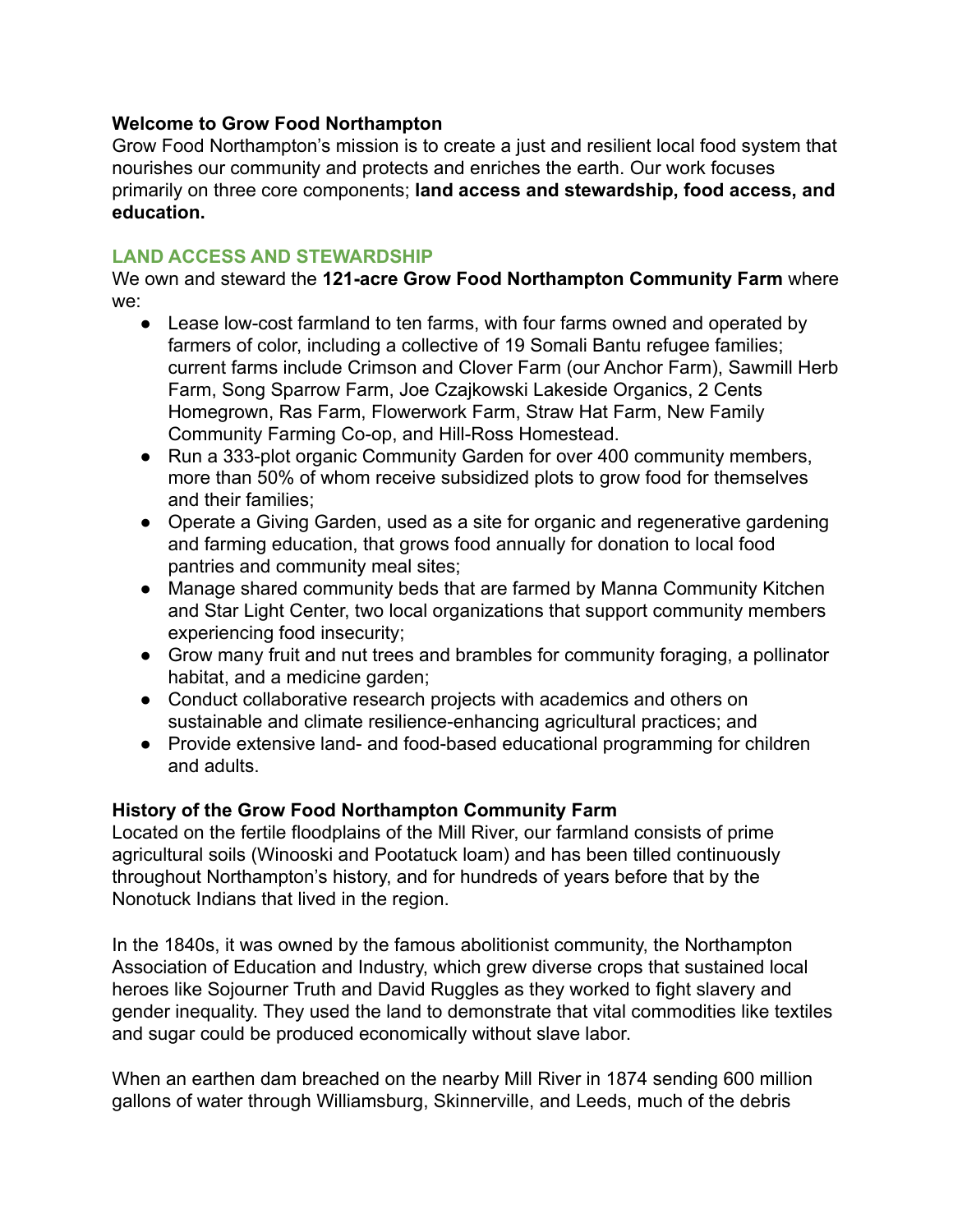**Welcome to Grow Food Northampton**

Grow Food Northampton's mission is to create a just and resilient local food system that nourishes our community and protects and enriches the earth. Our work focuses primarily on three core components; **land access and stewardship, food access, and education.**

## LAND ACCESS AND STEWARDSHIP

We own and steward the **121-acre Grow Food Northampton Community Farm** where we:

- Lease low-cost farmland to ten farms, with four farms owned and operated by farmers of color, including a collective of 19 Somali Bantu refugee families; current farms include Crimson and Clover Farm (our Anchor Farm), Sawmill Herb Farm, Song Sparrow Farm, Joe Czajkowski Lakeside Organics, 2 Cents Homegrown, Ras Farm, Flowerwork Farm, Straw Hat Farm, New Family Community Farming Co-op, and Hill-Ross Homestead.
- Run a 333-plot organic Community Garden for over 400 community members, more than 50% of whom receive subsidized plots to grow food for themselves and their families;
- Operate a Giving Garden, used as a site for organic and regenerative gardening and farming education, that grows food annually for donation to local food pantries and community meal sites;
- Manage shared community beds that are farmed by Manna Community Kitchen and Star Light Center, two local organizations that support community members experiencing food insecurity;
- Grow many fruit and nut trees and brambles for community foraging, a pollinator habitat, and a medicine garden;
- Conduct collaborative research projects with academics and others on sustainable and climate resilience-enhancing agricultural practices; and
- Provide extensive land- and food-based educational programming for children and adults.

**History of the Grow Food Northampton Community Farm**

Located on the fertile floodplains of the Mill River, our farmland consists of prime agricultural soils (Winooski and Pootatuck loam) and has been tilled continuously throughout Northampton's history, and for hundreds of years before that by the Nonotuck Indians that lived in the region.

In the 1840s, it was owned by the famous abolitionist community, the Northampton Association of Education and Industry, which grew diverse crops that sustained local heroes like Sojourner Truth and David Ruggles as they worked to fight slavery and gender inequality. They used the land to demonstrate that vital commodities like textiles and sugar could be produced economically without slave labor.

When an earthen dam breached on the nearby Mill River in 1874 sending 600 million gallons of water through Williamsburg, Skinnerville, and Leeds, much of the debris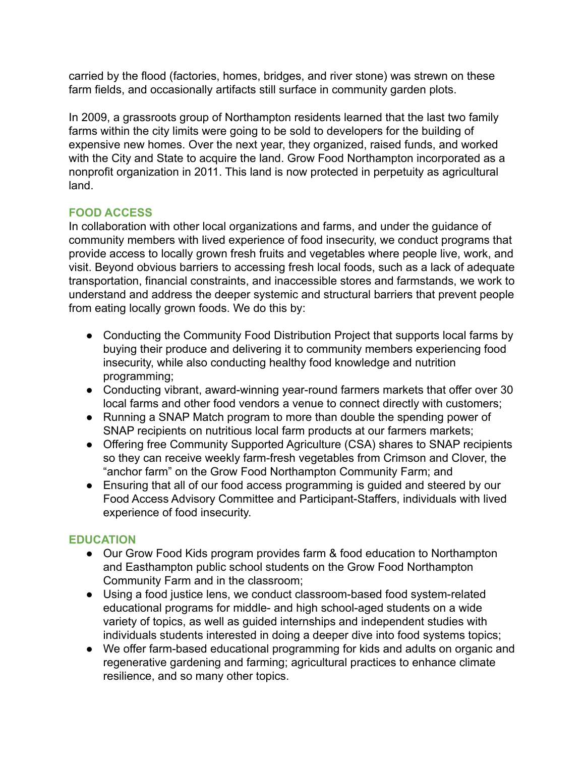carried by the flood (factories, homes, bridges, and river stone) was strewn on these farm fields, and occasionally artifacts still surface in community garden plots.

In 2009, a grassroots group of Northampton residents learned that the last two family farms within the city limits were going to be sold to developers for the building of expensive new homes. Over the next year, they organized, raised funds, and worked with the City and State to acquire the land. Grow Food Northampton incorporated as a nonprofit organization in 2011. This land is now protected in perpetuity as agricultural land.

## FOOD ACCESS

In collaboration with other local organizations and farms, and under the guidance of community members with lived experience of food insecurity, we conduct programs that provide access to locally grown fresh fruits and vegetables where people live, work, and visit. Beyond obvious barriers to accessing fresh local foods, such as a lack of adequate transportation, financial constraints, and inaccessible stores and farmstands, we work to understand and address the deeper systemic and structural barriers that prevent people from eating locally grown foods. We do this by:

- Conducting the Community Food Distribution Project that supports local farms by buying their produce and delivering it to community members experiencing food insecurity, while also conducting healthy food knowledge and nutrition programming;
- Conducting vibrant, award-winning year-round farmers markets that offer over 30 local farms and other food vendors a venue to connect directly with customers;
- Running a SNAP Match program to more than double the spending power of SNAP recipients on nutritious local farm products at our farmers markets;
- Offering free Community Supported Agriculture (CSA) shares to SNAP recipients so they can receive weekly farm-fresh vegetables from Crimson and Clover, the “anchor farm” on the Grow Food Northampton Community Farm; and
- Ensuring that all of our food access programming is guided and steered by our Food Access Advisory Committee and Participant-Staffers, individuals with lived experience of food insecurity.

## EDUCATION

- Our Grow Food Kids program provides farm & food education to Northampton and Easthampton public school students on the Grow Food Northampton Community Farm and in the classroom;
- Using a food justice lens, we conduct classroom-based food system-related educational programs for middle- and high school-aged students on a wide variety of topics, as well as guided internships and independent studies with individuals students interested in doing a deeper dive into food systems topics;
- We offer farm-based educational programming for kids and adults on organic and regenerative gardening and farming; agricultural practices to enhance climate resilience, and so many other topics.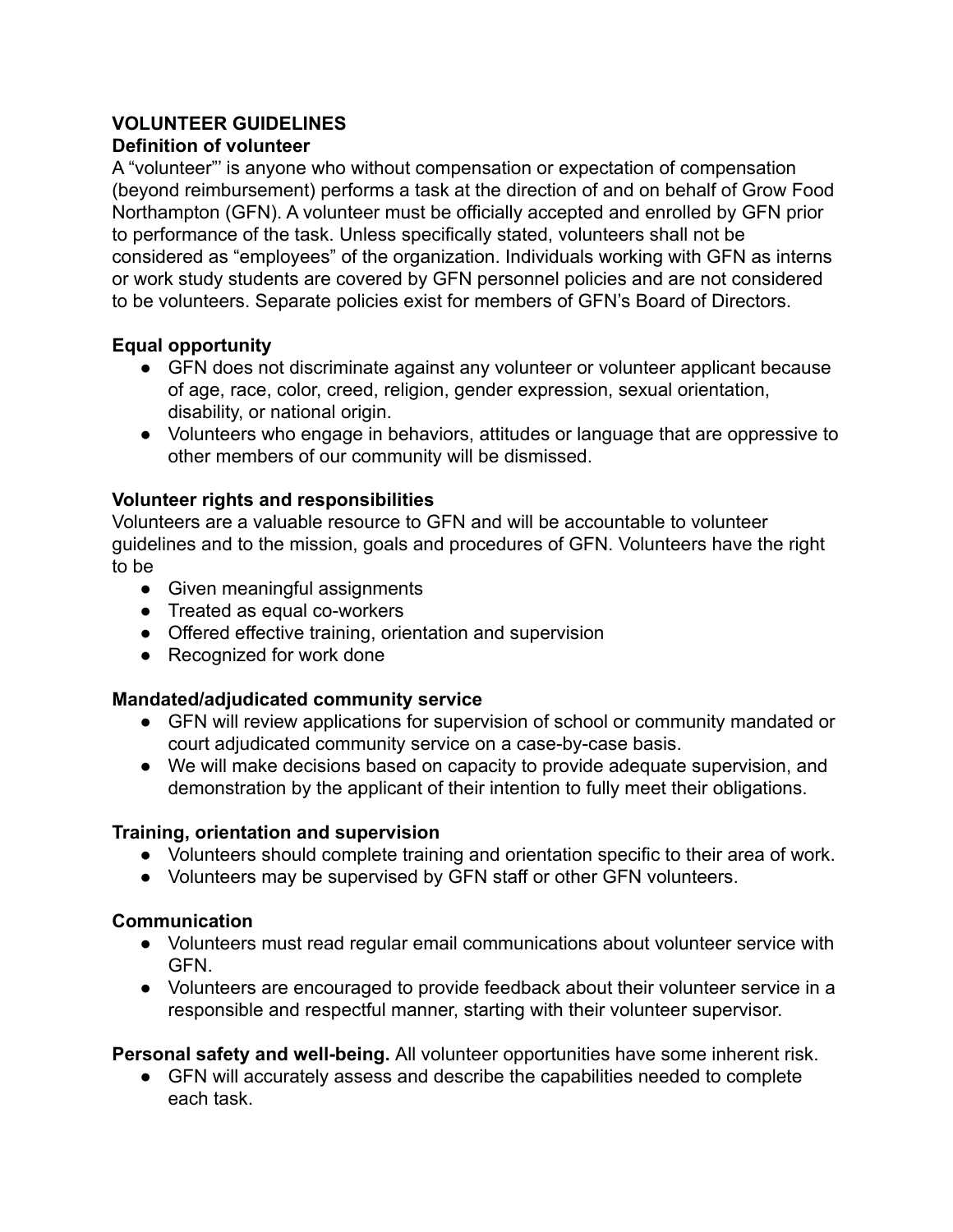**VOLUNTEER GUIDELINES**

**Definition of volunteer**

A "volunteer"' is anyone who without compensation or expectation of compensation (beyond reimbursement) performs a task at the direction of and on behalf of Grow Food Northampton (GFN). A volunteer must be officially accepted and enrolled by GFN prior to performance of the task. Unless specifically stated, volunteers shall not be considered as "employees" of the organization. Individuals working with GFN as interns or work study students are covered by GFN personnel policies and are not considered to be volunteers. Separate policies exist for members of GFN's Board of Directors.

**Equal opportunity**

- GFN does not discriminate against any volunteer or volunteer applicant because of age, race, color, creed, religion, gender expression, sexual orientation, disability, or national origin.
- Volunteers who engage in behaviors, attitudes or language that are oppressive to other members of our community will be dismissed.

**Volunteer rights and responsibilities**

Volunteers are a valuable resource to GFN and will be accountable to volunteer guidelines and to the mission, goals and procedures of GFN. Volunteers have the right to be

- Given meaningful assignments
- Treated as equal co-workers
- Offered effective training, orientation and supervision
- Recognized for work done

**Mandated/adjudicated community service**

- GFN will review applications for supervision of school or community mandated or court adjudicated community service on a case-by-case basis.
- We will make decisions based on capacity to provide adequate supervision, and demonstration by the applicant of their intention to fully meet their obligations.

**Training, orientation and supervision**

- Volunteers should complete training and orientation specific to their area of work.
- Volunteers may be supervised by GFN staff or other GFN volunteers.

**Communication**

- Volunteers must read regular email communications about volunteer service with GFN.
- Volunteers are encouraged to provide feedback about their volunteer service in a responsible and respectful manner, starting with their volunteer supervisor.

**Personal safety and well-being.** All volunteer opportunities have some inherent risk.

- GFN will accurately assess and describe the capabilities needed to complete each task.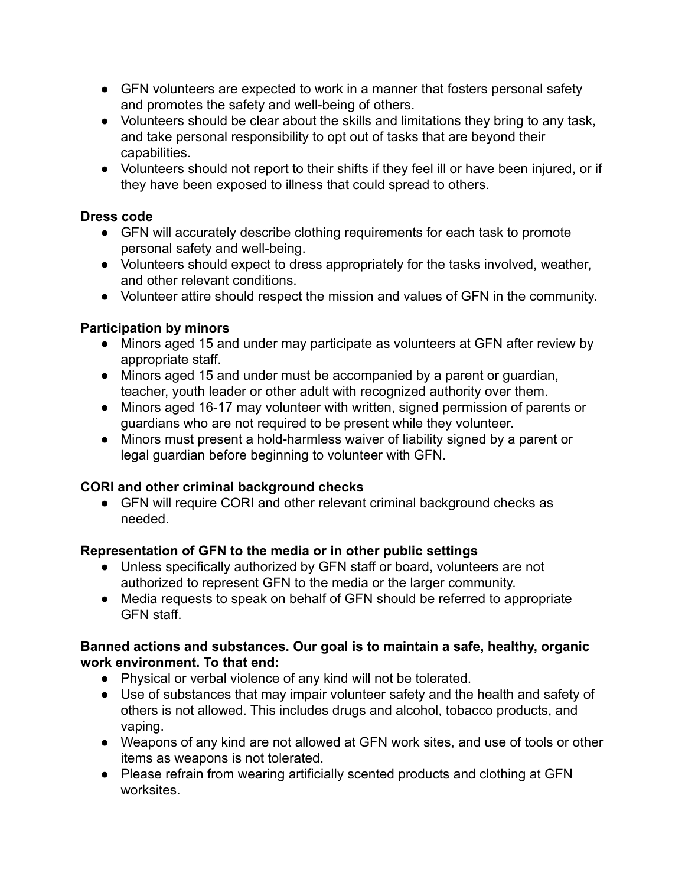- GFN volunteers are expected to work in a manner that fosters personal safety and promotes the safety and well-being of others.
- Volunteers should be clear about the skills and limitations they bring to any task, and take personal responsibility to opt out of tasks that are beyond their capabilities.
- Volunteers should not report to their shifts if they feel ill or have been injured, or if they have been exposed to illness that could spread to others.

**Dress code**

- GFN will accurately describe clothing requirements for each task to promote personal safety and well-being.
- Volunteers should expect to dress appropriately for the tasks involved, weather, and other relevant conditions.
- Volunteer attire should respect the mission and values of GFN in the community.

**Participation by minors**

- Minors aged 15 and under may participate as volunteers at GFN after review by appropriate staff.
- Minors aged 15 and under must be accompanied by a parent or guardian, teacher, youth leader or other adult with recognized authority over them.
- Minors aged 16-17 may volunteer with written, signed permission of parents or guardians who are not required to be present while they volunteer.
- Minors must present a hold-harmless waiver of liability signed by a parent or legal guardian before beginning to volunteer with GFN.

**CORI and other criminal background checks**

- GFN will require CORI and other relevant criminal background checks as needed.

**Representation of GFN to the media or in other public settings**

- Unless specifically authorized by GFN staff or board, volunteers are not authorized to represent GFN to the media or the larger community.
- Media requests to speak on behalf of GFN should be referred to appropriate GFN staff.

**Banned actions and substances. Our goal is to maintain a safe, healthy, organic work environment. To that end:**

- Physical or verbal violence of any kind will not be tolerated.
- Use of substances that may impair volunteer safety and the health and safety of others is not allowed. This includes drugs and alcohol, tobacco products, and vaping.
- Weapons of any kind are not allowed at GFN work sites, and use of tools or other items as weapons is not tolerated.
- Please refrain from wearing artificially scented products and clothing at GFN worksites.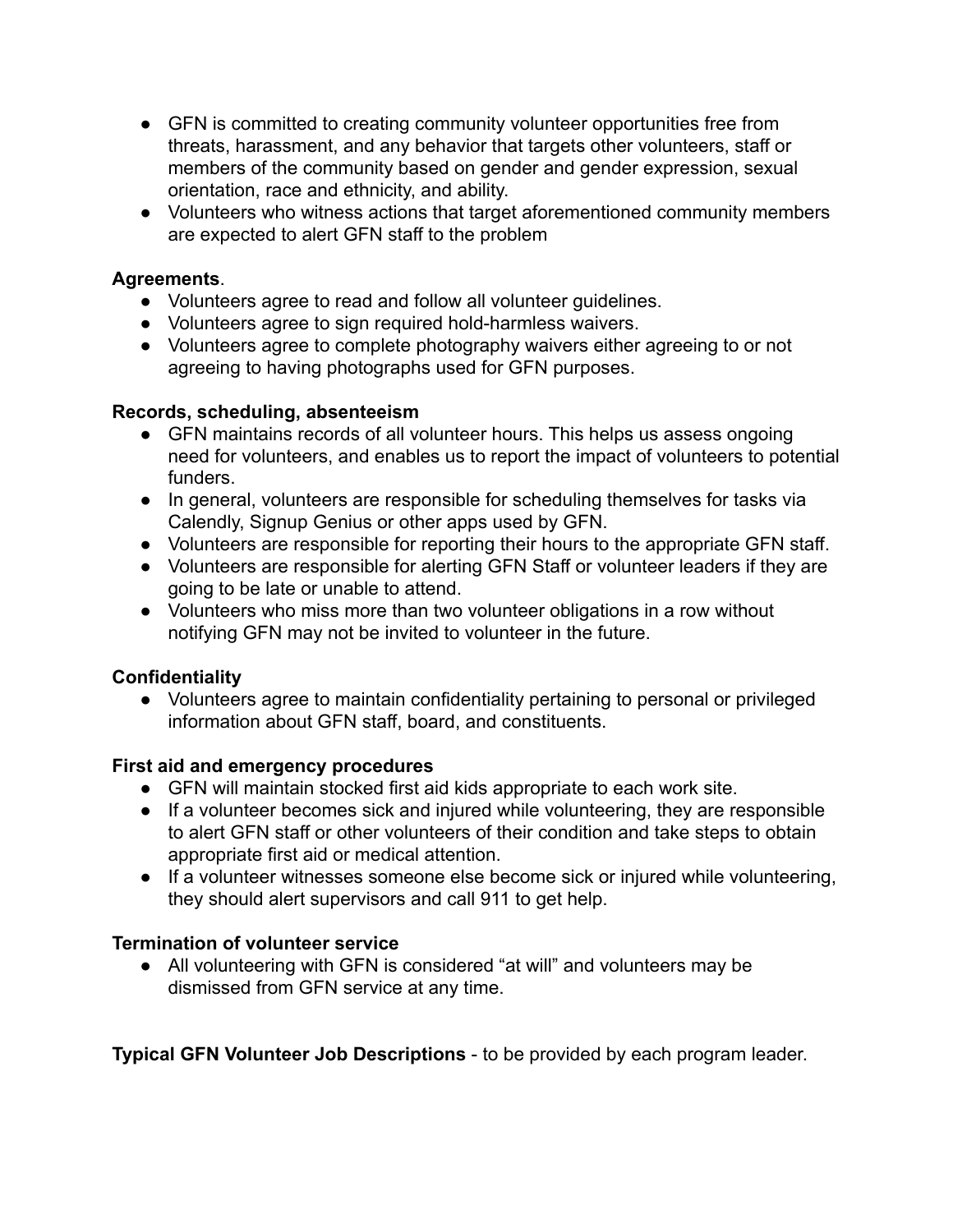- GFN is committed to creating community volunteer opportunities free from threats, harassment, and any behavior that targets other volunteers, staff or members of the community based on gender and gender expression, sexual orientation, race and ethnicity, and ability.
- Volunteers who witness actions that target aforementioned community members are expected to alert GFN staff to the problem

**Agreements**.

- Volunteers agree to read and follow all volunteer guidelines.
- Volunteers agree to sign required hold-harmless waivers.
- Volunteers agree to complete photography waivers either agreeing to or not agreeing to having photographs used for GFN purposes.

**Records, scheduling, absenteeism**

- GFN maintains records of all volunteer hours. This helps us assess ongoing need for volunteers, and enables us to report the impact of volunteers to potential funders.
- In general, volunteers are responsible for scheduling themselves for tasks via Calendly, Signup Genius or other apps used by GFN.
- Volunteers are responsible for reporting their hours to the appropriate GFN staff.
- Volunteers are responsible for alerting GFN Staff or volunteer leaders if they are going to be late or unable to attend.
- Volunteers who miss more than two volunteer obligations in a row without notifying GFN may not be invited to volunteer in the future.

**Confidentiality**

- Volunteers agree to maintain confidentiality pertaining to personal or privileged information about GFN staff, board, and constituents.

**First aid and emergency procedures**

- GFN will maintain stocked first aid kids appropriate to each work site.
- If a volunteer becomes sick and injured while volunteering, they are responsible to alert GFN staff or other volunteers of their condition and take steps to obtain appropriate first aid or medical attention.
- If a volunteer witnesses someone else become sick or injured while volunteering, they should alert supervisors and call 911 to get help.

**Termination of volunteer service**

- All volunteering with GFN is considered "at will" and volunteers may be dismissed from GFN service at any time.

**Typical GFN Volunteer Job Descriptions** - to be provided by each program leader.